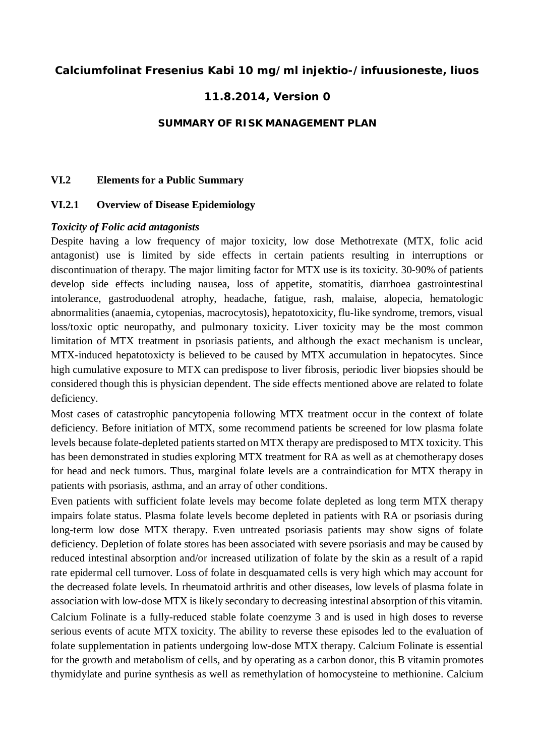**Calciumfolinat Fresenius Kabi 10 mg/ml injektio-/infuusioneste, liuos**

**11.8.2014, Version 0**

**SUMMARY OF RISK MANAGEMENT PLAN**

## VI.2 Elements for a Public Summary

### VI.2.1 Overview of Disease Epidemiology

***Toxicity of Folic acid antagonists***

Despite having a low frequency of major toxicity, low dose Methotrexate (MTX, folic acid antagonist) use is limited by side effects in certain patients resulting in interruptions or discontinuation of therapy. The major limiting factor for MTX use is its toxicity. 30-90% of patients develop side effects including nausea, loss of appetite, stomatitis, diarrhoea gastrointestinal intolerance, gastroduodenal atrophy, headache, fatigue, rash, malaise, alopecia, hematologic abnormalities (anaemia, cytopenias, macrocytosis), hepatotoxicity, flu-like syndrome, tremors, visual loss/toxic optic neuropathy, and pulmonary toxicity. Liver toxicity may be the most common limitation of MTX treatment in psoriasis patients, and although the exact mechanism is unclear, MTX-induced hepatotoxicty is believed to be caused by MTX accumulation in hepatocytes. Since high cumulative exposure to MTX can predispose to liver fibrosis, periodic liver biopsies should be considered though this is physician dependent. The side effects mentioned above are related to folate deficiency.

Most cases of catastrophic pancytopenia following MTX treatment occur in the context of folate deficiency. Before initiation of MTX, some recommend patients be screened for low plasma folate levels because folate-depleted patients started on MTX therapy are predisposed to MTX toxicity. This has been demonstrated in studies exploring MTX treatment for RA as well as at chemotherapy doses for head and neck tumors. Thus, marginal folate levels are a contraindication for MTX therapy in patients with psoriasis, asthma, and an array of other conditions.

Even patients with sufficient folate levels may become folate depleted as long term MTX therapy impairs folate status. Plasma folate levels become depleted in patients with RA or psoriasis during long-term low dose MTX therapy. Even untreated psoriasis patients may show signs of folate deficiency. Depletion of folate stores has been associated with severe psoriasis and may be caused by reduced intestinal absorption and/or increased utilization of folate by the skin as a result of a rapid rate epidermal cell turnover. Loss of folate in desquamated cells is very high which may account for the decreased folate levels. In rheumatoid arthritis and other diseases, low levels of plasma folate in association with low-dose MTX is likely secondary to decreasing intestinal absorption of this vitamin.

Calcium Folinate is a fully-reduced stable folate coenzyme 3 and is used in high doses to reverse serious events of acute MTX toxicity. The ability to reverse these episodes led to the evaluation of folate supplementation in patients undergoing low-dose MTX therapy. Calcium Folinate is essential for the growth and metabolism of cells, and by operating as a carbon donor, this B vitamin promotes thymidylate and purine synthesis as well as remethylation of homocysteine to methionine. Calcium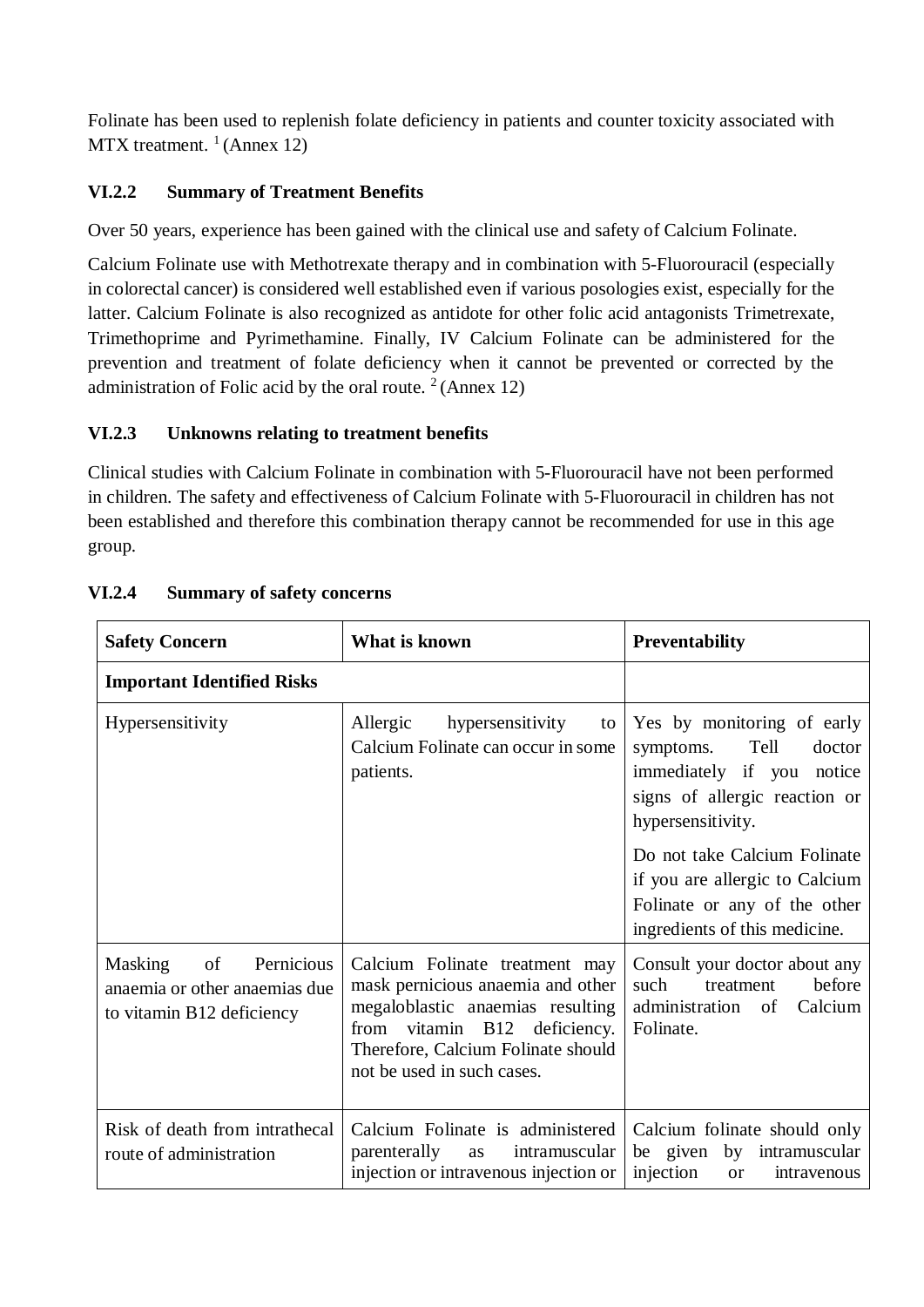Folinate has been used to replenish folate deficiency in patients and counter toxicity associated with MTX treatment. [1] (Annex 12)

### VI.2.2 Summary of Treatment Benefits

Over 50 years, experience has been gained with the clinical use and safety of Calcium Folinate.

Calcium Folinate use with Methotrexate therapy and in combination with 5-Fluorouracil (especially in colorectal cancer) is considered well established even if various posologies exist, especially for the latter. Calcium Folinate is also recognized as antidote for other folic acid antagonists Trimetrexate, Trimethoprime and Pyrimethamine. Finally, IV Calcium Folinate can be administered for the prevention and treatment of folate deficiency when it cannot be prevented or corrected by the administration of Folic acid by the oral route. [2] (Annex 12)

### VI.2.3 Unknowns relating to treatment benefits

Clinical studies with Calcium Folinate in combination with 5-Fluorouracil have not been performed in children. The safety and effectiveness of Calcium Folinate with 5-Fluorouracil in children has not been established and therefore this combination therapy cannot be recommended for use in this age group.

### VI.2.4 Summary of safety concerns

| Safety Concern | What is known | Preventability |
|---|---|---|
| **Important Identified Risks** | | |
| Hypersensitivity | Allergic hypersensitivity to Calcium Folinate can occur in some patients. | Yes by monitoring of early symptoms. Tell doctor immediately if you notice signs of allergic reaction or hypersensitivity.<br><br>Do not take Calcium Folinate if you are allergic to Calcium Folinate or any of the other ingredients of this medicine. |
| Masking of Pernicious anaemia or other anaemias due to vitamin B12 deficiency | Calcium Folinate treatment may mask pernicious anaemia and other megaloblastic anaemias resulting from vitamin B12 deficiency. Therefore, Calcium Folinate should not be used in such cases. | Consult your doctor about any such treatment before administration of Calcium Folinate. |
| Risk of death from intrathecal route of administration | Calcium Folinate is administered parenterally as intramuscular injection or intravenous injection or | Calcium folinate should only be given by intramuscular injection or intravenous |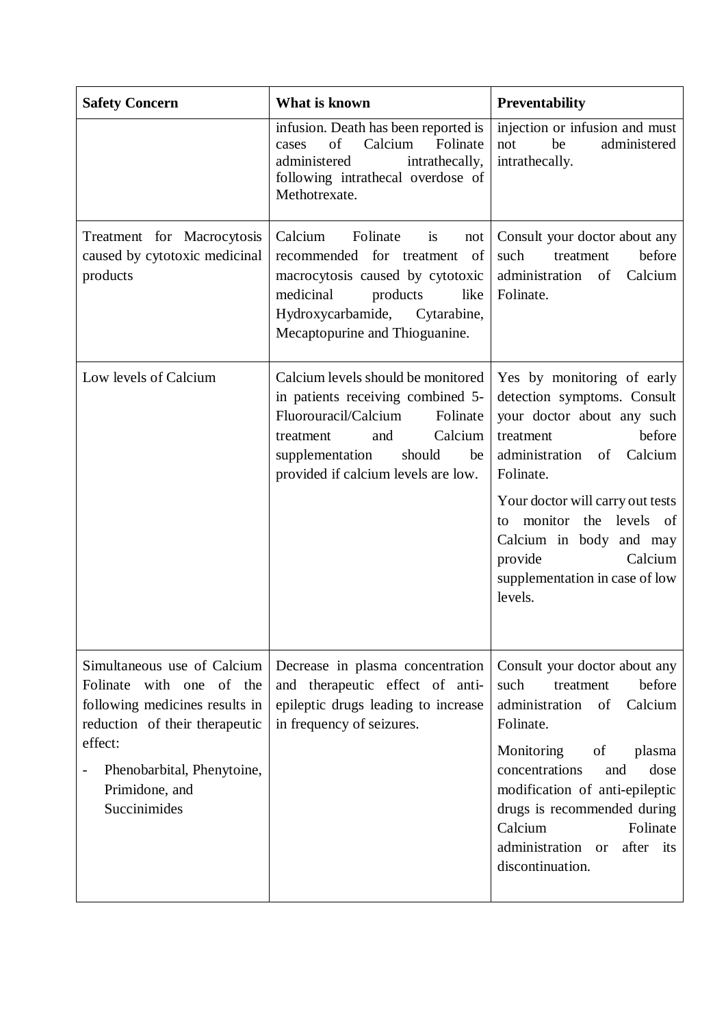| Safety Concern | What is known | Preventability |
| --- | --- | --- |
| | infusion. Death has been reported is cases of Calcium Folinate administered intrathecally, following intrathecal overdose of Methotrexate. | injection or infusion and must not be administered intrathecally. |
| Treatment for Macrocytosis caused by cytotoxic medicinal products | Calcium Folinate is not recommended for treatment of macrocytosis caused by cytotoxic medicinal products like Hydroxycarbamide, Cytarabine, Mecaptopurine and Thioguanine. | Consult your doctor about any such treatment before administration of Calcium Folinate. |
| Low levels of Calcium | Calcium levels should be monitored in patients receiving combined 5-Fluorouracil/Calcium Folinate treatment and Calcium supplementation should be provided if calcium levels are low. | Yes by monitoring of early detection symptoms. Consult your doctor about any such treatment before administration of Calcium Folinate.<br><br>Your doctor will carry out tests to monitor the levels of Calcium in body and may provide Calcium supplementation in case of low levels. |
| Simultaneous use of Calcium Folinate with one of the following medicines results in reduction of their therapeutic effect:<br>- Phenobarbital, Phenytoine, Primidone, and Succinimides | Decrease in plasma concentration and therapeutic effect of anti-epileptic drugs leading to increase in frequency of seizures. | Consult your doctor about any such treatment before administration of Calcium Folinate.<br><br>Monitoring of plasma concentrations and dose modification of anti-epileptic drugs is recommended during Calcium Folinate administration or after its discontinuation. |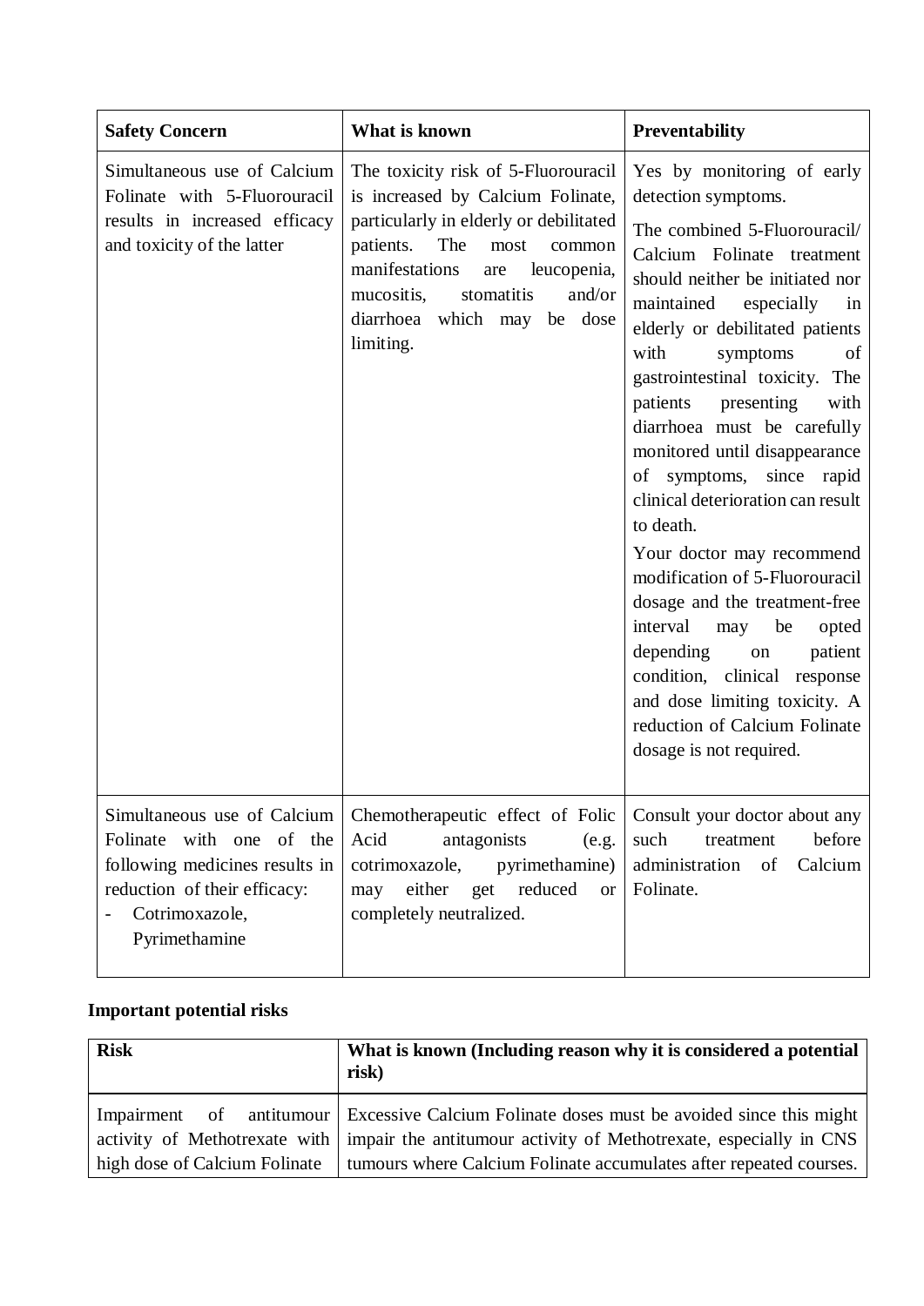| Safety Concern | What is known | Preventability |
|---|---|---|
| Simultaneous use of Calcium Folinate with 5-Fluorouracil results in increased efficacy and toxicity of the latter | The toxicity risk of 5-Fluorouracil is increased by Calcium Folinate, particularly in elderly or debilitated patients. The most common manifestations are leucopenia, mucositis, stomatitis and/or diarrhoea which may be dose limiting. | Yes by monitoring of early detection symptoms.<br><br>The combined 5-Fluorouracil/ Calcium Folinate treatment should neither be initiated nor maintained especially in elderly or debilitated patients with symptoms of gastrointestinal toxicity. The patients presenting with diarrhoea must be carefully monitored until disappearance of symptoms, since rapid clinical deterioration can result to death.<br><br>Your doctor may recommend modification of 5-Fluorouracil dosage and the treatment-free interval may be opted depending on patient condition, clinical response and dose limiting toxicity. A reduction of Calcium Folinate dosage is not required. |
| Simultaneous use of Calcium Folinate with one of the following medicines results in reduction of their efficacy:<br>- Cotrimoxazole, Pyrimethamine | Chemotherapeutic effect of Folic Acid antagonists (e.g. cotrimoxazole, pyrimethamine) may either get reduced or completely neutralized. | Consult your doctor about any such treatment before administration of Calcium Folinate. |

**Important potential risks**

| Risk | What is known (Including reason why it is considered a potential risk) |
|---|---|
| Impairment of antitumour activity of Methotrexate with high dose of Calcium Folinate | Excessive Calcium Folinate doses must be avoided since this might impair the antitumour activity of Methotrexate, especially in CNS tumours where Calcium Folinate accumulates after repeated courses. |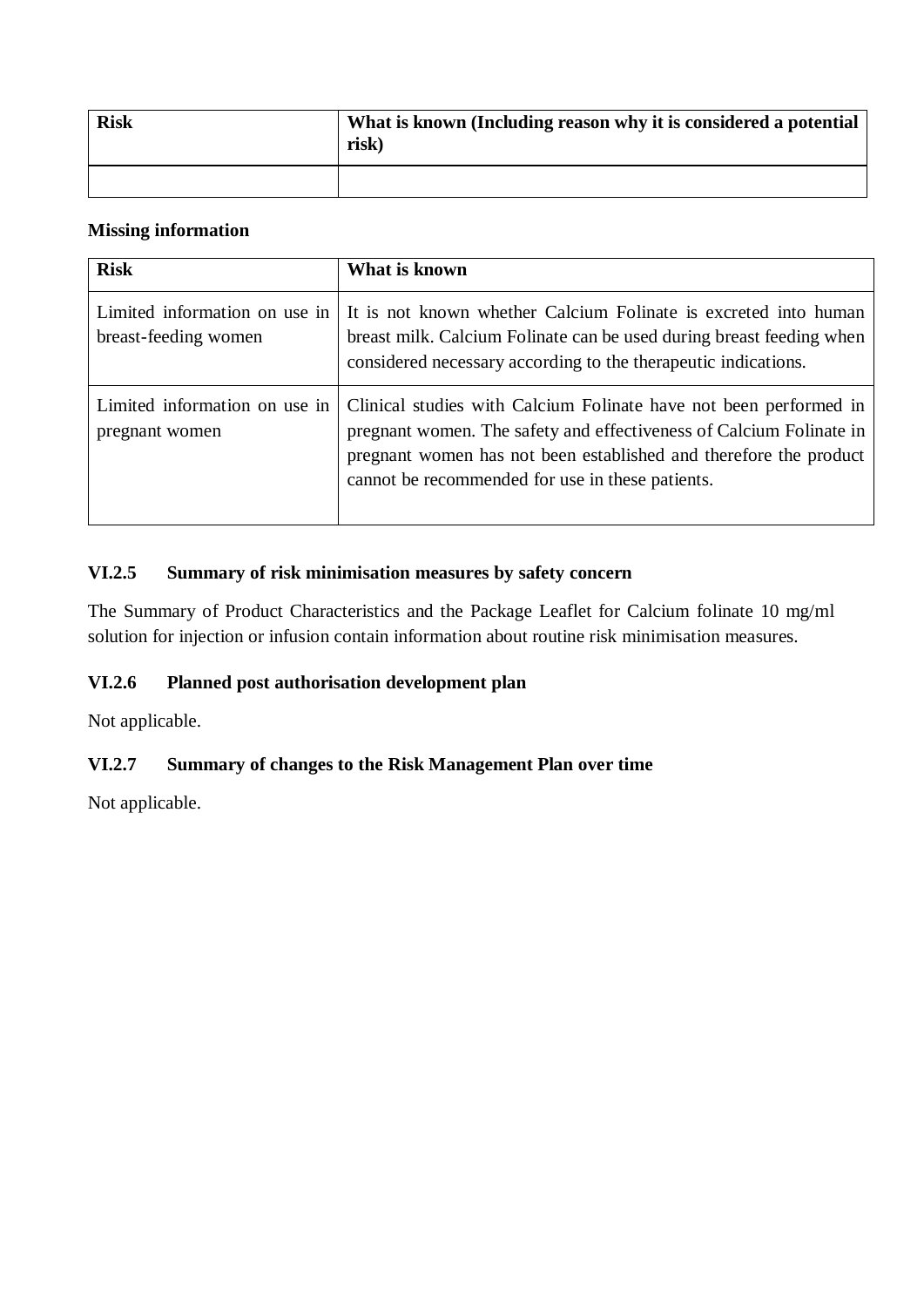| Risk | What is known (Including reason why it is considered a potential risk) |
|---|---|
| | |

**Missing information**

| Risk | What is known |
|---|---|
| Limited information on use in breast-feeding women | It is not known whether Calcium Folinate is excreted into human breast milk. Calcium Folinate can be used during breast feeding when considered necessary according to the therapeutic indications. |
| Limited information on use in pregnant women | Clinical studies with Calcium Folinate have not been performed in pregnant women. The safety and effectiveness of Calcium Folinate in pregnant women has not been established and therefore the product cannot be recommended for use in these patients. |

### VI.2.5 Summary of risk minimisation measures by safety concern

The Summary of Product Characteristics and the Package Leaflet for Calcium folinate 10 mg/ml solution for injection or infusion contain information about routine risk minimisation measures.

### VI.2.6 Planned post authorisation development plan

Not applicable.

### VI.2.7 Summary of changes to the Risk Management Plan over time

Not applicable.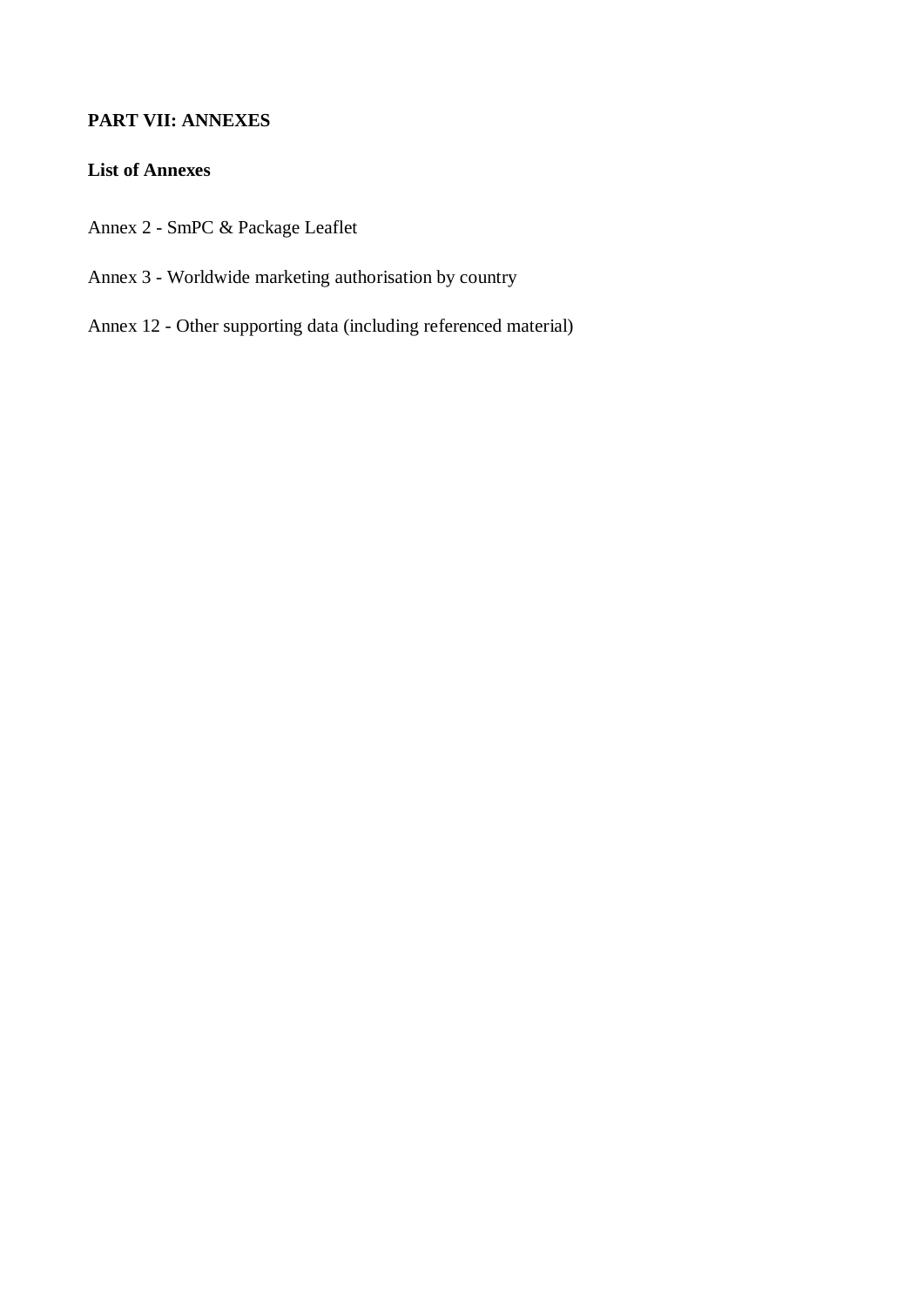## PART VII: ANNEXES

### List of Annexes

Annex 2 - SmPC & Package Leaflet

Annex 3 - Worldwide marketing authorisation by country

Annex 12 - Other supporting data (including referenced material)